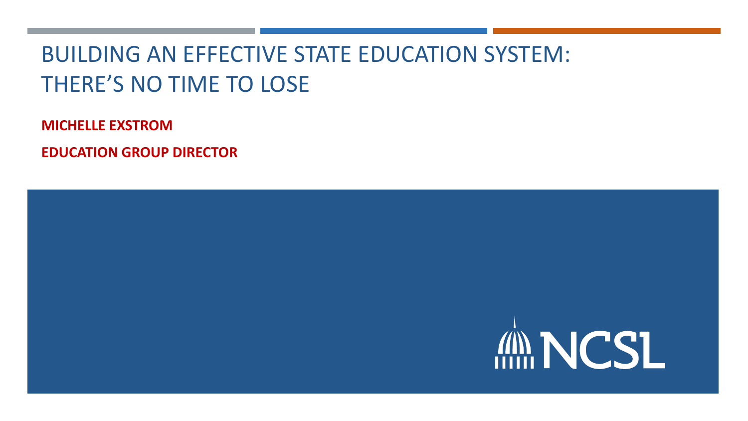# BUILDING AN EFFECTIVE STATE EDUCATION SYSTEM: THERE'S NO TIME TO LOSE

**MICHELLE EXSTROM**

**EDUCATION GROUP DIRECTOR**

NCSL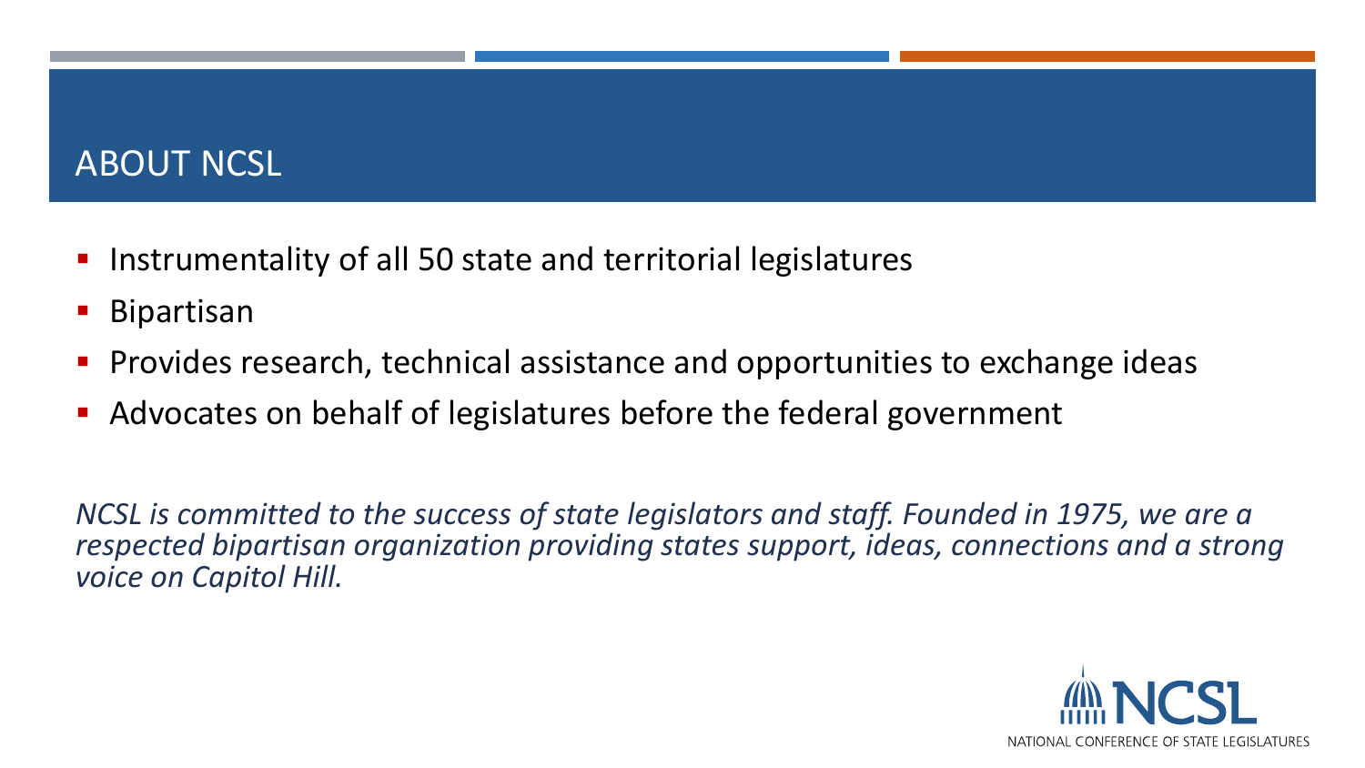## ABOUT NCSL

- Instrumentality of all 50 state and territorial legislatures
- Bipartisan
- Provides research, technical assistance and opportunities to exchange ideas
- Advocates on behalf of legislatures before the federal government

*NCSL is committed to the success of state legislators and staff. Founded in 1975, we are a respected bipartisan organization providing states support, ideas, connections and a strong voice on Capitol Hill.*

NCSL
NATIONAL CONFERENCE OF STATE LEGISLATURES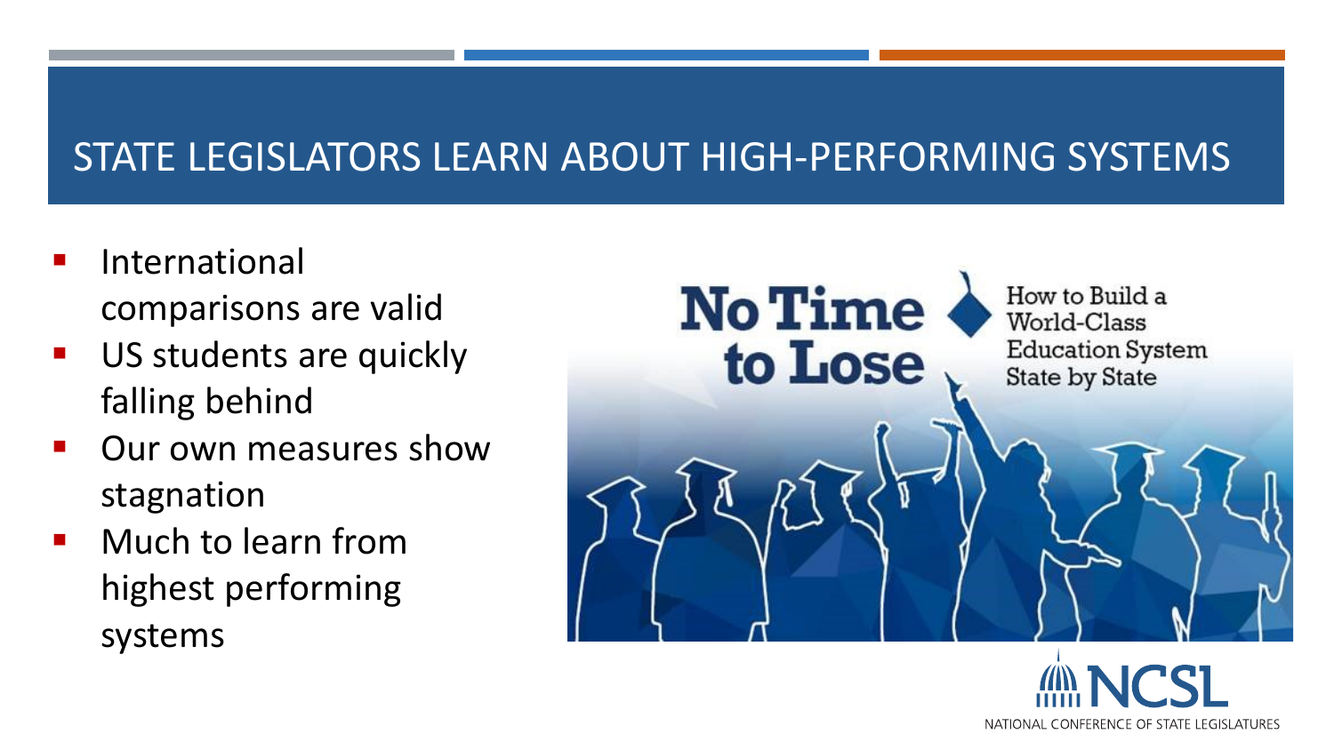# STATE LEGISLATORS LEARN ABOUT HIGH-PERFORMING SYSTEMS

- International comparisons are valid
- US students are quickly falling behind
- Our own measures show stagnation
- Much to learn from highest performing systems

No Time to Lose

How to Build a World-Class Education System State by State

NCSL

NATIONAL CONFERENCE OF STATE LEGISLATURES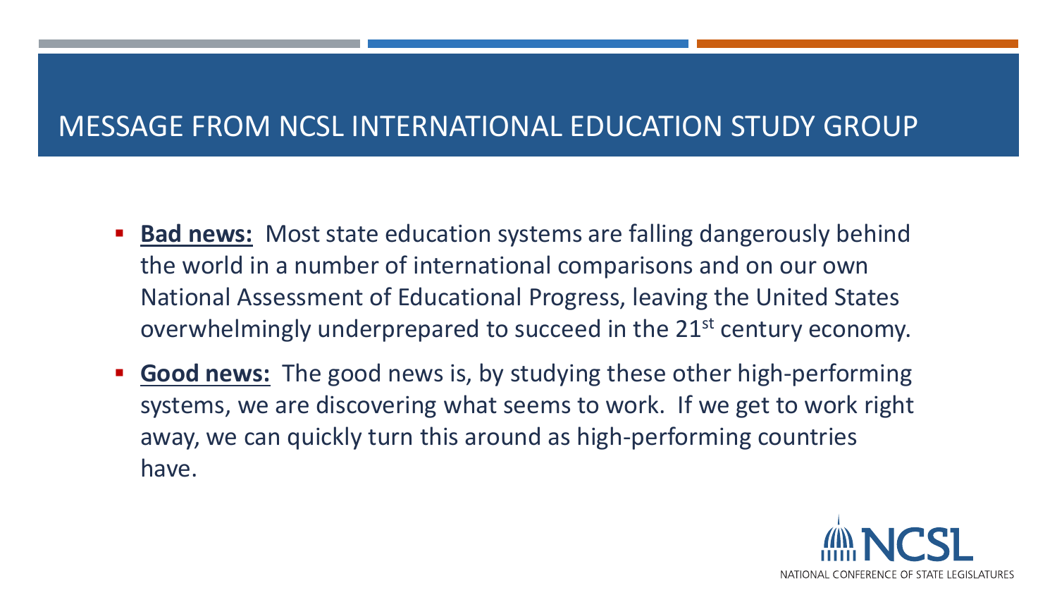# MESSAGE FROM NCSL INTERNATIONAL EDUCATION STUDY GROUP

- **Bad news:** Most state education systems are falling dangerously behind the world in a number of international comparisons and on our own National Assessment of Educational Progress, leaving the United States overwhelmingly underprepared to succeed in the 21st century economy.
- **Good news:** The good news is, by studying these other high-performing systems, we are discovering what seems to work. If we get to work right away, we can quickly turn this around as high-performing countries have.

NCSL
NATIONAL CONFERENCE OF STATE LEGISLATURES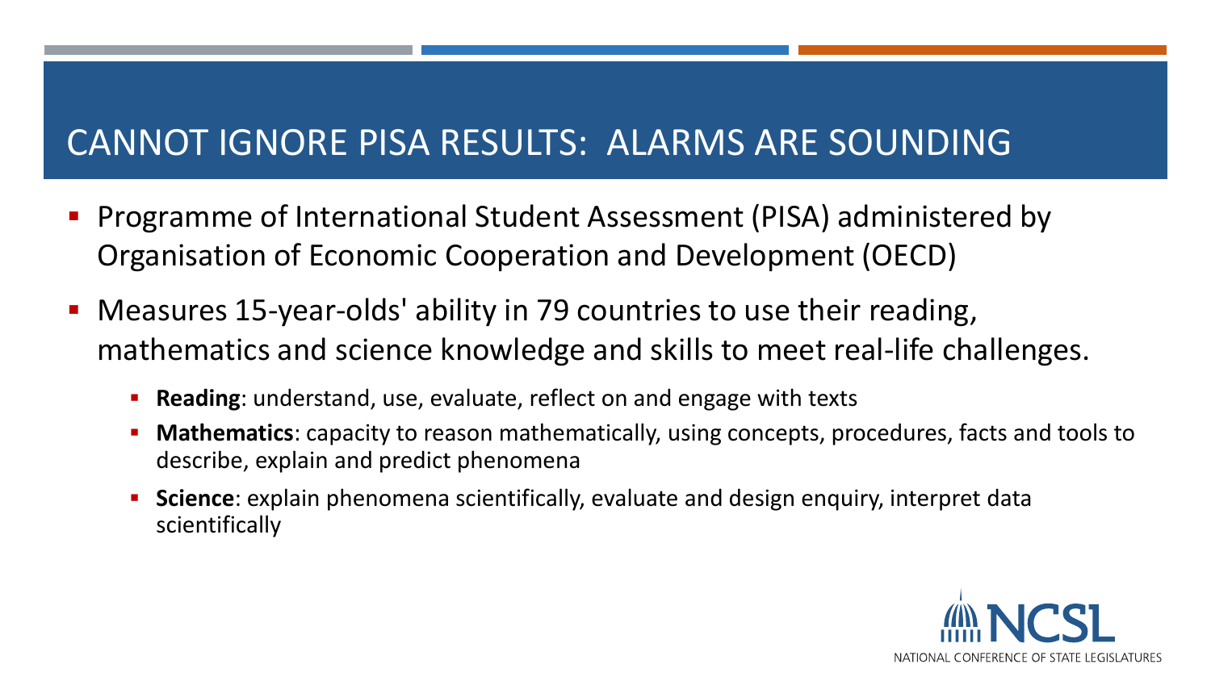# CANNOT IGNORE PISA RESULTS: ALARMS ARE SOUNDING

- Programme of International Student Assessment (PISA) administered by Organisation of Economic Cooperation and Development (OECD)
- Measures 15-year-olds' ability in 79 countries to use their reading, mathematics and science knowledge and skills to meet real-life challenges.
  - **Reading**: understand, use, evaluate, reflect on and engage with texts
  - **Mathematics**: capacity to reason mathematically, using concepts, procedures, facts and tools to describe, explain and predict phenomena
  - **Science**: explain phenomena scientifically, evaluate and design enquiry, interpret data scientifically

NCSL
NATIONAL CONFERENCE OF STATE LEGISLATURES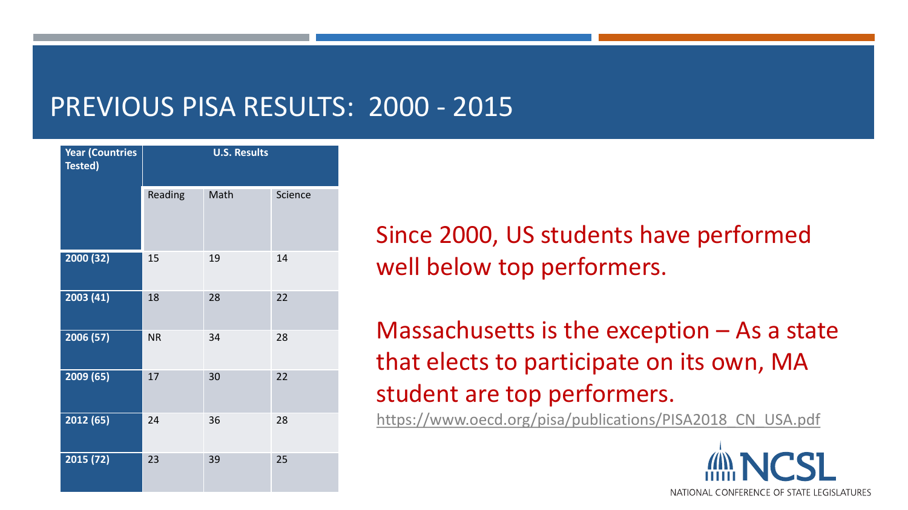# PREVIOUS PISA RESULTS: 2000 - 2015

| Year (Countries Tested) | U.S. Results | | |
|---|---|---|---|
| | Reading | Math | Science |
| 2000 (32) | 15 | 19 | 14 |
| 2003 (41) | 18 | 28 | 22 |
| 2006 (57) | NR | 34 | 28 |
| 2009 (65) | 17 | 30 | 22 |
| 2012 (65) | 24 | 36 | 28 |
| 2015 (72) | 23 | 39 | 25 |

Since 2000, US students have performed well below top performers.

Massachusetts is the exception – As a state that elects to participate on its own, MA student are top performers.

https://www.oecd.org/pisa/publications/PISA2018_CN_USA.pdf

NCSL

NATIONAL CONFERENCE OF STATE LEGISLATURES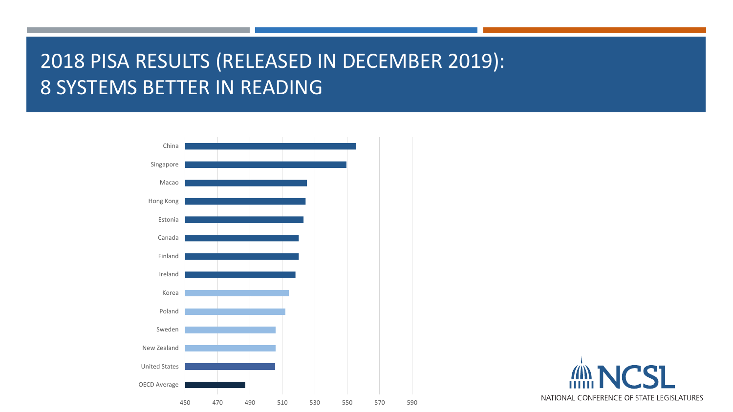# 2018 PISA RESULTS (RELEASED IN DECEMBER 2019): 8 SYSTEMS BETTER IN READING

| System |
|---|
| China |
| Singapore |
| Macao |
| Hong Kong |
| Estonia |
| Canada |
| Finland |
| Ireland |
| Korea |
| Poland |
| Sweden |
| New Zealand |
| United States |
| OECD Average |

450 470 490 510 530 550 570 590

NATIONAL CONFERENCE OF STATE LEGISLATURES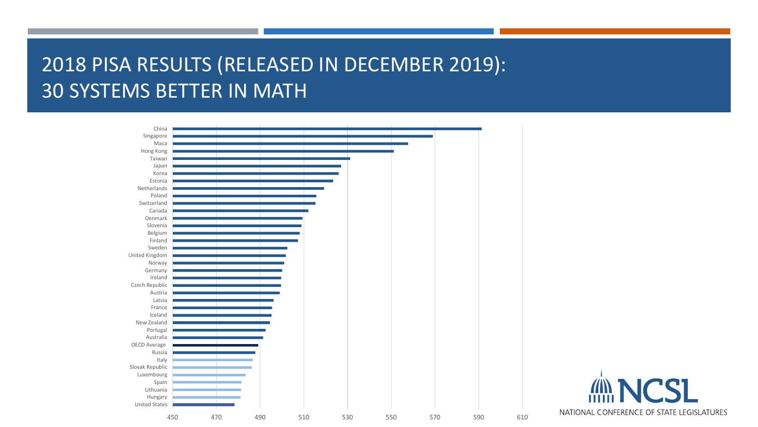# 2018 PISA RESULTS (RELEASED IN DECEMBER 2019): 30 SYSTEMS BETTER IN MATH

China
Singapore
Maca
Hong Kong
Taiwan
Japan
Korea
Estonia
Netherlands
Poland
Switzerland
Canada
Denmark
Slovenia
Belgium
Finland
Sweden
United Kingdom
Norway
Germany
Ireland
Czech Republic
Austria
Latvia
France
Iceland
New Zealand
Portugal
Australia
OECD Average
Russia
Italy
Slovak Republic
Luxembourg
Spain
Lithuania
Hungary
United States

450 470 490 510 530 550 570 590 610

NCSL
NATIONAL CONFERENCE OF STATE LEGISLATURES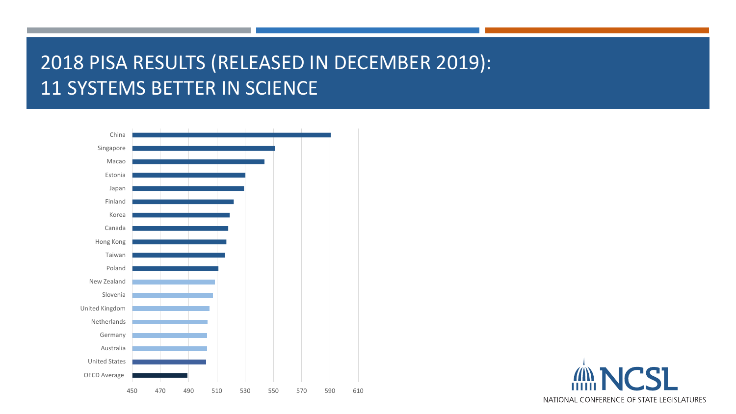# 2018 PISA RESULTS (RELEASED IN DECEMBER 2019): 11 SYSTEMS BETTER IN SCIENCE

China
Singapore
Macao
Estonia
Japan
Finland
Korea
Canada
Hong Kong
Taiwan
Poland
New Zealand
Slovenia
United Kingdom
Netherlands
Germany
Australia
United States
OECD Average

450 470 490 510 530 550 570 590 610

NATIONAL CONFERENCE OF STATE LEGISLATURES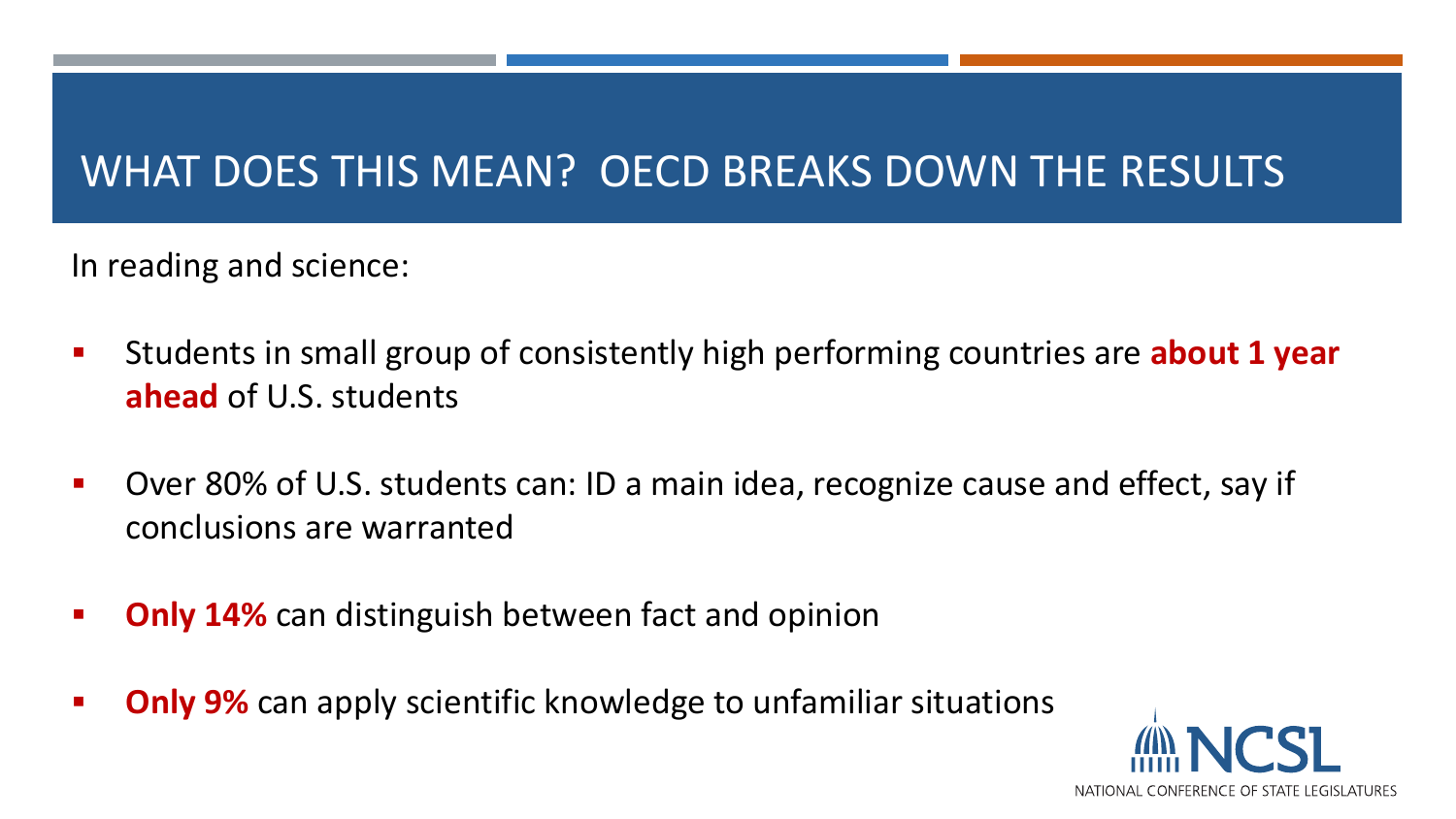# WHAT DOES THIS MEAN? OECD BREAKS DOWN THE RESULTS

In reading and science:

- Students in small group of consistently high performing countries are **about 1 year ahead** of U.S. students
- Over 80% of U.S. students can: ID a main idea, recognize cause and effect, say if conclusions are warranted
- **Only 14%** can distinguish between fact and opinion
- **Only 9%** can apply scientific knowledge to unfamiliar situations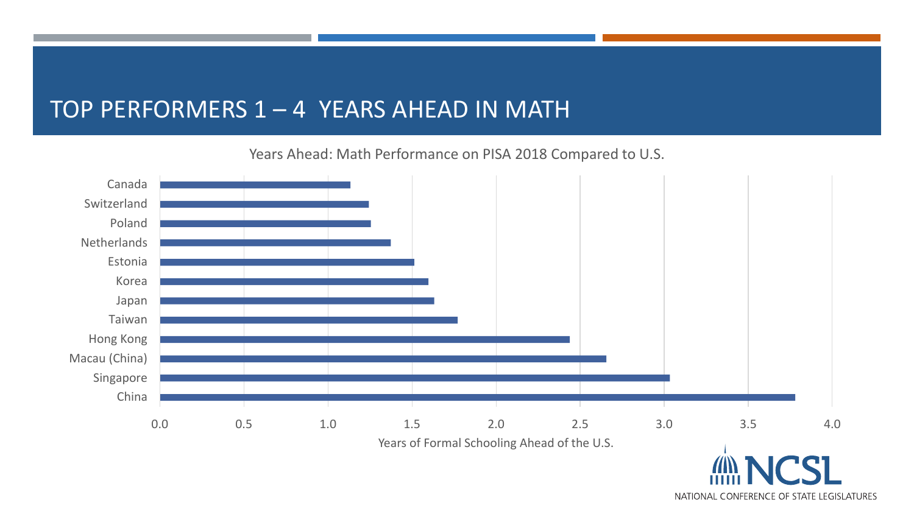# TOP PERFORMERS 1 – 4 YEARS AHEAD IN MATH

Years Ahead: Math Performance on PISA 2018 Compared to U.S.

| Country | Years of Formal Schooling Ahead of the U.S. |
| --- | --- |
| Canada | ~1.13 |
| Switzerland | ~1.24 |
| Poland | ~1.25 |
| Netherlands | ~1.37 |
| Estonia | ~1.51 |
| Korea | ~1.60 |
| Japan | ~1.63 |
| Taiwan | ~1.77 |
| Hong Kong | ~2.44 |
| Macau (China) | ~2.66 |
| Singapore | ~3.03 |
| China | ~3.78 |

Years of Formal Schooling Ahead of the U.S.

NCSL — NATIONAL CONFERENCE OF STATE LEGISLATURES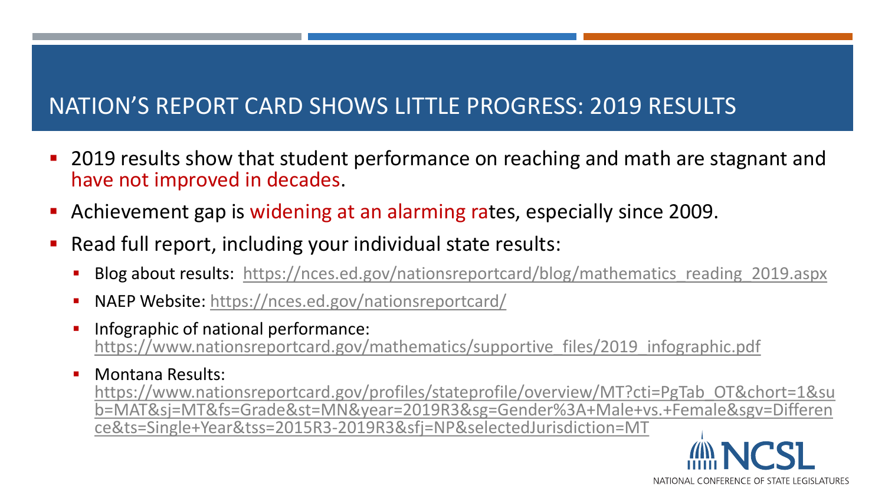# NATION'S REPORT CARD SHOWS LITTLE PROGRESS: 2019 RESULTS

- 2019 results show that student performance on reaching and math are stagnant and have not improved in decades.
- Achievement gap is widening at an alarming rates, especially since 2009.
- Read full report, including your individual state results:
  - Blog about results: https://nces.ed.gov/nationsreportcard/blog/mathematics_reading_2019.aspx
  - NAEP Website: https://nces.ed.gov/nationsreportcard/
  - Infographic of national performance: https://www.nationsreportcard.gov/mathematics/supportive_files/2019_infographic.pdf
  - Montana Results: https://www.nationsreportcard.gov/profiles/stateprofile/overview/MT?cti=PgTab_OT&chort=1&sub=MAT&sj=MT&fs=Grade&st=MN&year=2019R3&sg=Gender%3A+Male+vs.+Female&sgv=Difference&ts=Single+Year&tss=2015R3-2019R3&sfj=NP&selectedJurisdiction=MT

NCSL
NATIONAL CONFERENCE OF STATE LEGISLATURES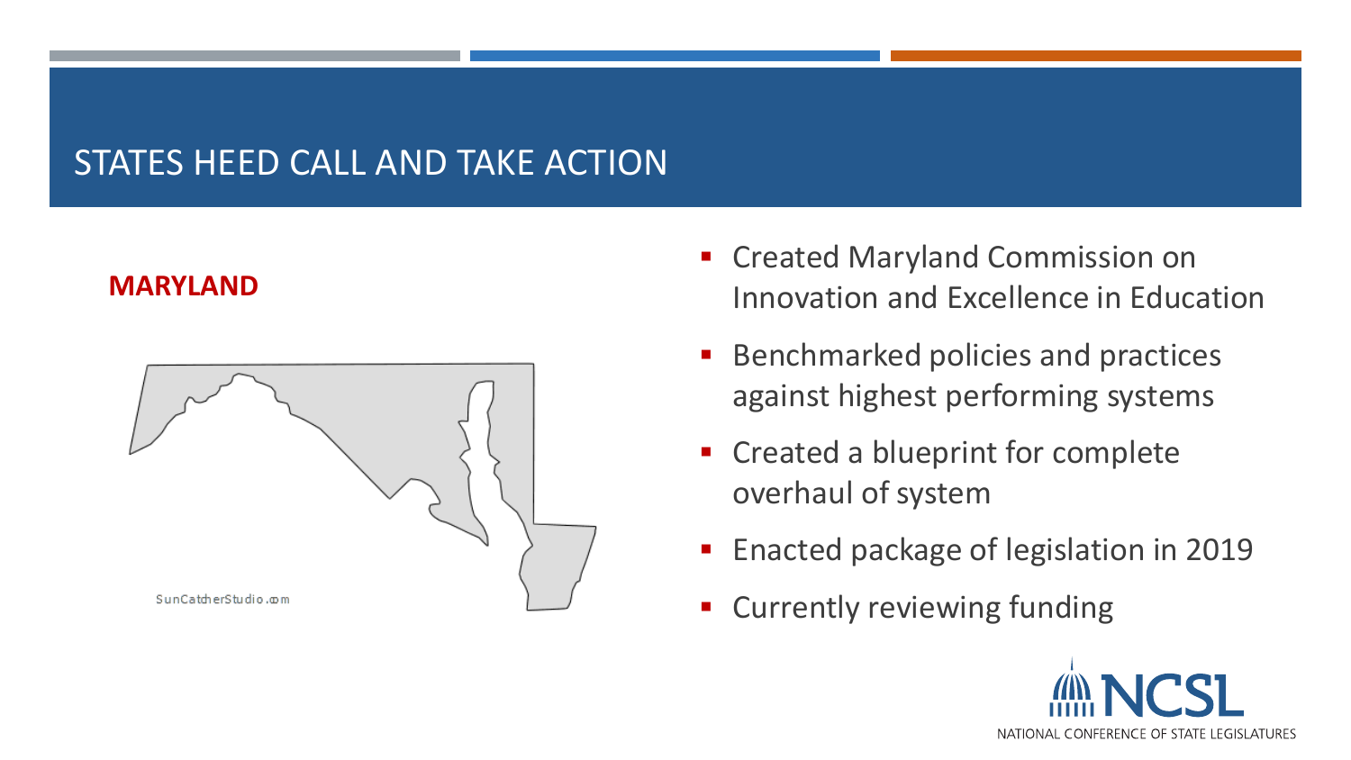# STATES HEED CALL AND TAKE ACTION

**MARYLAND**

SunCatcherStudio.com

- Created Maryland Commission on Innovation and Excellence in Education
- Benchmarked policies and practices against highest performing systems
- Created a blueprint for complete overhaul of system
- Enacted package of legislation in 2019
- Currently reviewing funding

NCSL NATIONAL CONFERENCE OF STATE LEGISLATURES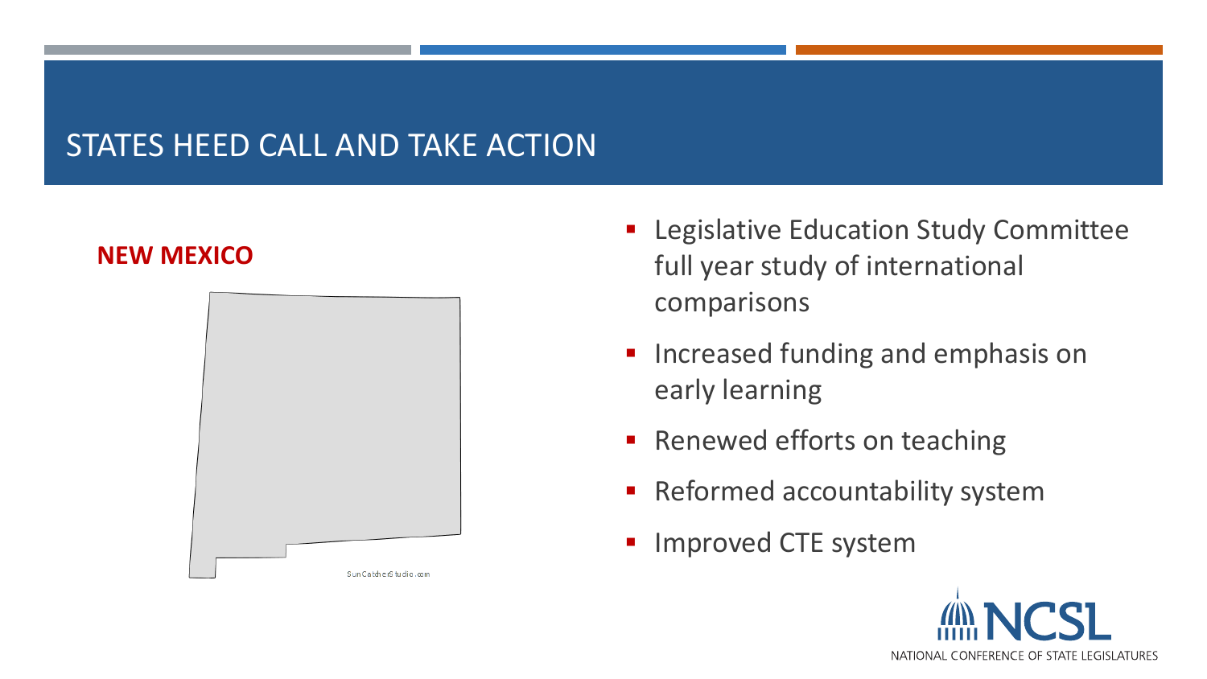# STATES HEED CALL AND TAKE ACTION

**NEW MEXICO**

SunCatcherStudio.com

- Legislative Education Study Committee full year study of international comparisons
- Increased funding and emphasis on early learning
- Renewed efforts on teaching
- Reformed accountability system
- Improved CTE system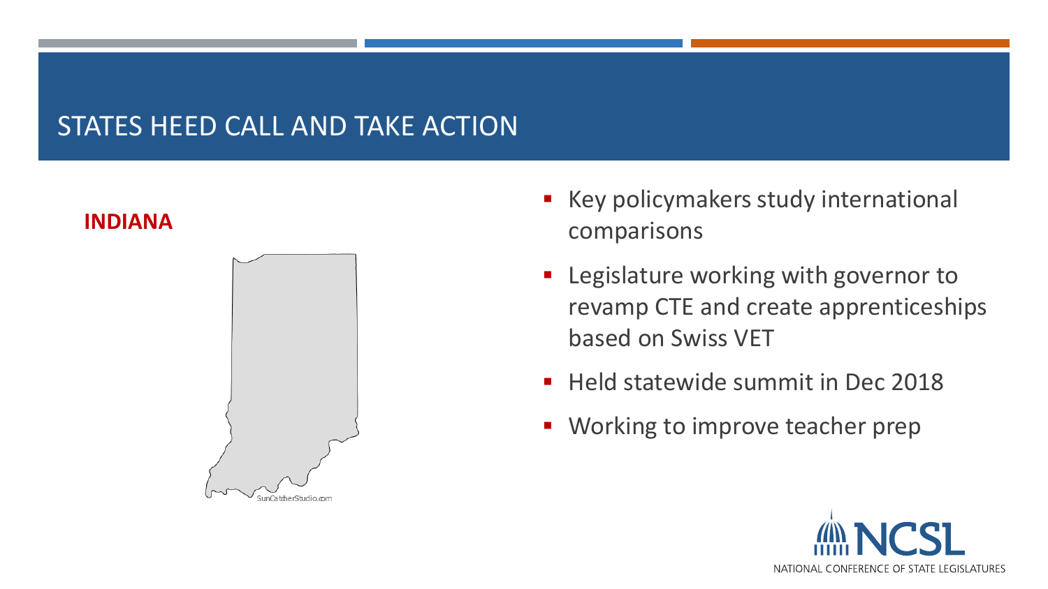# STATES HEED CALL AND TAKE ACTION

**INDIANA**

- Key policymakers study international comparisons
- Legislature working with governor to revamp CTE and create apprenticeships based on Swiss VET
- Held statewide summit in Dec 2018
- Working to improve teacher prep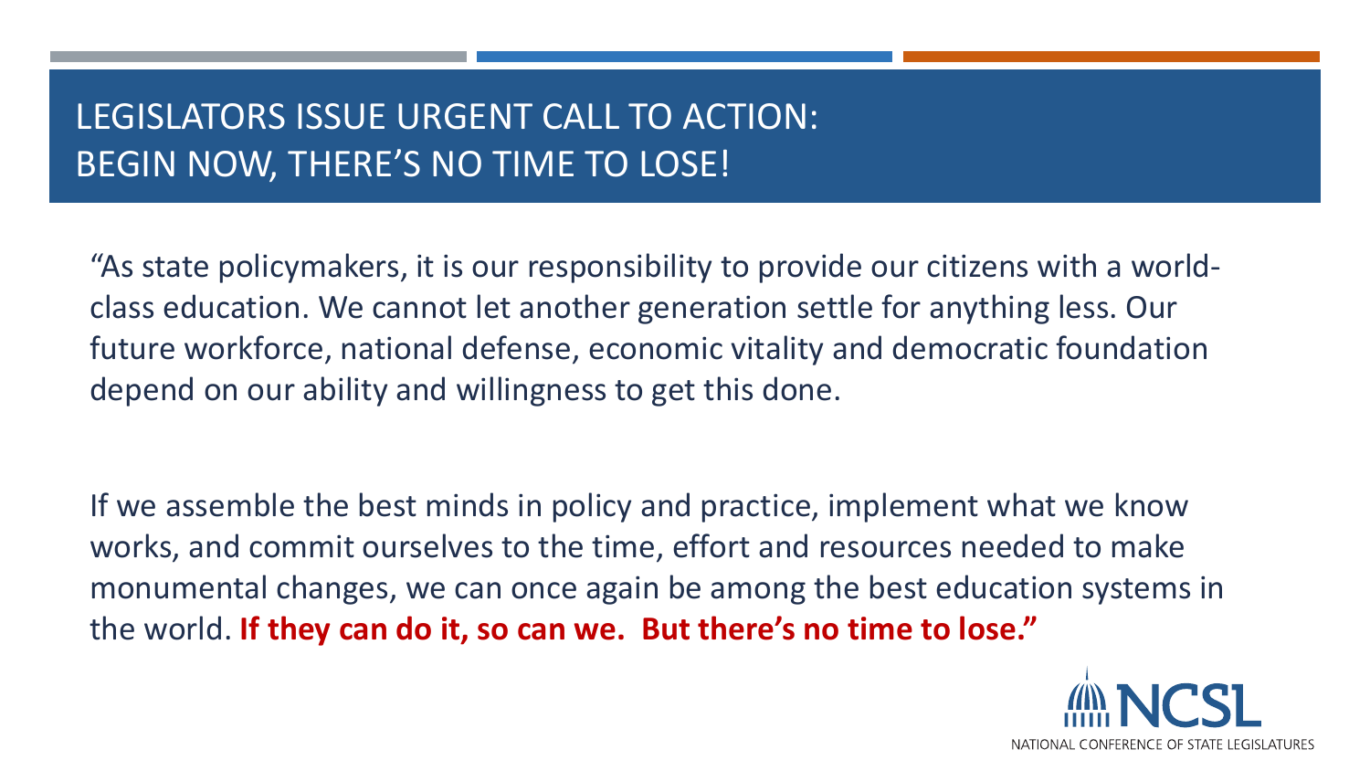# LEGISLATORS ISSUE URGENT CALL TO ACTION: BEGIN NOW, THERE'S NO TIME TO LOSE!

"As state policymakers, it is our responsibility to provide our citizens with a world-class education. We cannot let another generation settle for anything less. Our future workforce, national defense, economic vitality and democratic foundation depend on our ability and willingness to get this done.

If we assemble the best minds in policy and practice, implement what we know works, and commit ourselves to the time, effort and resources needed to make monumental changes, we can once again be among the best education systems in the world. **If they can do it, so can we. But there's no time to lose."**

NCSL
NATIONAL CONFERENCE OF STATE LEGISLATURES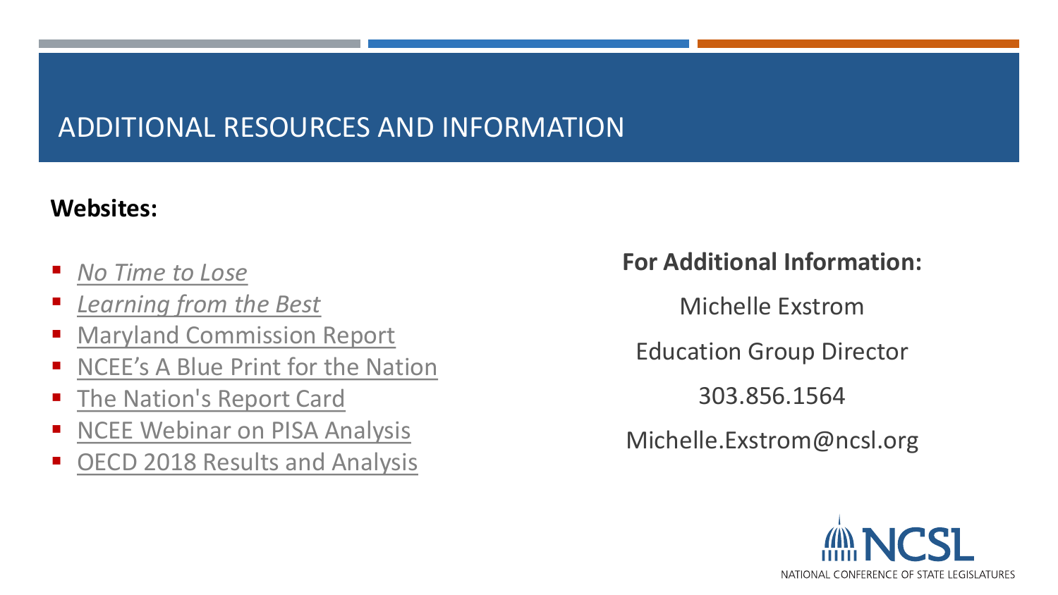# ADDITIONAL RESOURCES AND INFORMATION

**Websites:**

- *No Time to Lose*
- *Learning from the Best*
- Maryland Commission Report
- NCEE's A Blue Print for the Nation
- The Nation's Report Card
- NCEE Webinar on PISA Analysis
- OECD 2018 Results and Analysis

**For Additional Information:**

Michelle Exstrom

Education Group Director

303.856.1564

Michelle.Exstrom@ncsl.org

NCSL

NATIONAL CONFERENCE OF STATE LEGISLATURES